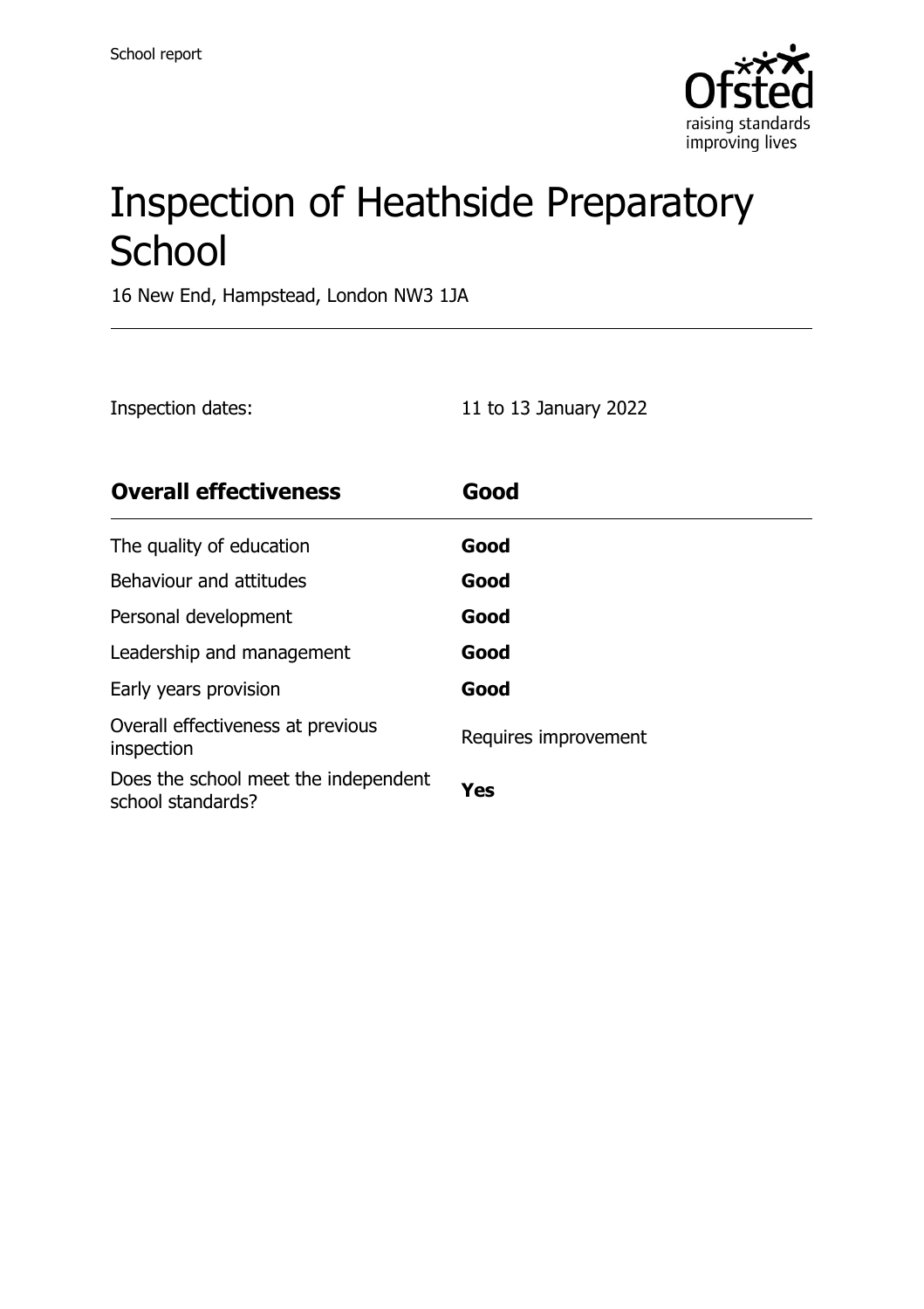School report

# Inspection of Heathside Preparatory School

16 New End, Hampstead, London NW3 1JA

Inspection dates: 11 to 13 January 2022

| **Overall effectiveness** | **Good** |
| --- | --- |
| The quality of education | **Good** |
| Behaviour and attitudes | **Good** |
| Personal development | **Good** |
| Leadership and management | **Good** |
| Early years provision | **Good** |
| Overall effectiveness at previous inspection | Requires improvement |
| Does the school meet the independent school standards? | **Yes** |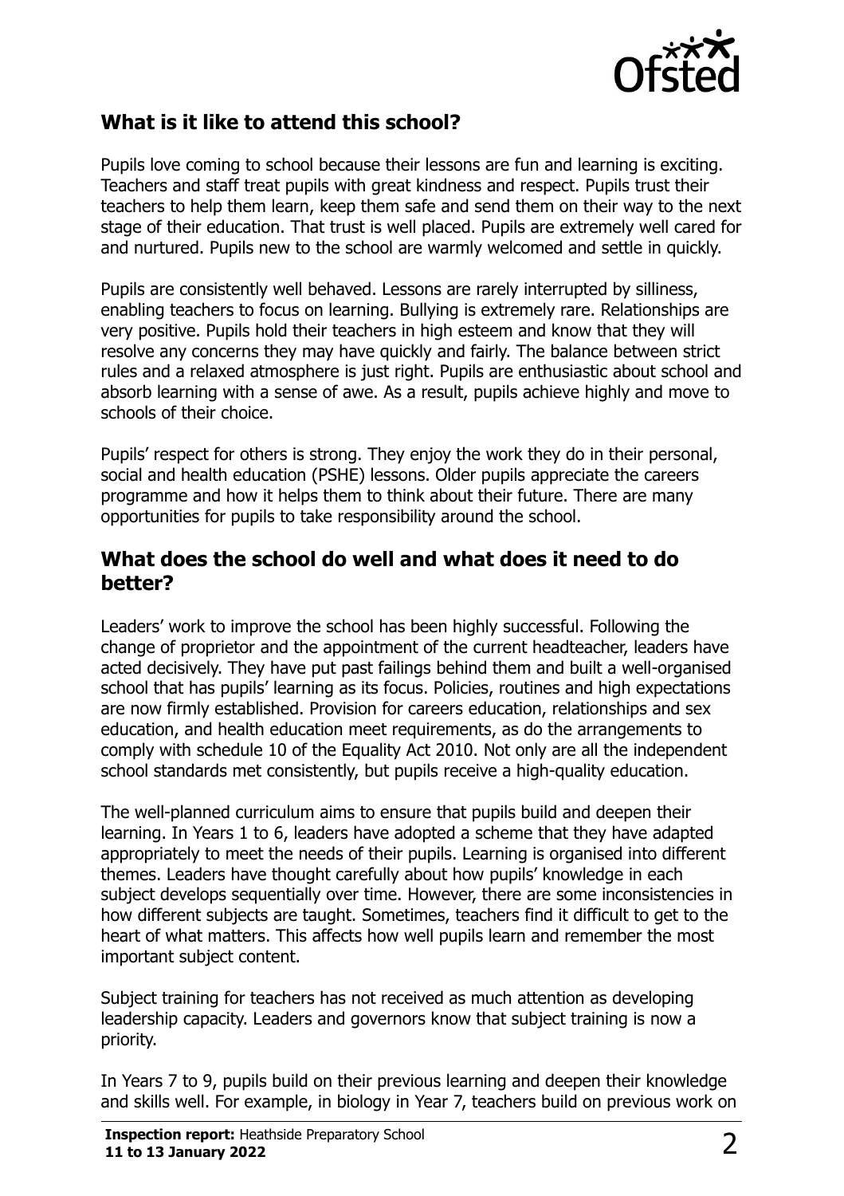## What is it like to attend this school?

Pupils love coming to school because their lessons are fun and learning is exciting. Teachers and staff treat pupils with great kindness and respect. Pupils trust their teachers to help them learn, keep them safe and send them on their way to the next stage of their education. That trust is well placed. Pupils are extremely well cared for and nurtured. Pupils new to the school are warmly welcomed and settle in quickly.

Pupils are consistently well behaved. Lessons are rarely interrupted by silliness, enabling teachers to focus on learning. Bullying is extremely rare. Relationships are very positive. Pupils hold their teachers in high esteem and know that they will resolve any concerns they may have quickly and fairly. The balance between strict rules and a relaxed atmosphere is just right. Pupils are enthusiastic about school and absorb learning with a sense of awe. As a result, pupils achieve highly and move to schools of their choice.

Pupils' respect for others is strong. They enjoy the work they do in their personal, social and health education (PSHE) lessons. Older pupils appreciate the careers programme and how it helps them to think about their future. There are many opportunities for pupils to take responsibility around the school.

## What does the school do well and what does it need to do better?

Leaders' work to improve the school has been highly successful. Following the change of proprietor and the appointment of the current headteacher, leaders have acted decisively. They have put past failings behind them and built a well-organised school that has pupils' learning as its focus. Policies, routines and high expectations are now firmly established. Provision for careers education, relationships and sex education, and health education meet requirements, as do the arrangements to comply with schedule 10 of the Equality Act 2010. Not only are all the independent school standards met consistently, but pupils receive a high-quality education.

The well-planned curriculum aims to ensure that pupils build and deepen their learning. In Years 1 to 6, leaders have adopted a scheme that they have adapted appropriately to meet the needs of their pupils. Learning is organised into different themes. Leaders have thought carefully about how pupils' knowledge in each subject develops sequentially over time. However, there are some inconsistencies in how different subjects are taught. Sometimes, teachers find it difficult to get to the heart of what matters. This affects how well pupils learn and remember the most important subject content.

Subject training for teachers has not received as much attention as developing leadership capacity. Leaders and governors know that subject training is now a priority.

In Years 7 to 9, pupils build on their previous learning and deepen their knowledge and skills well. For example, in biology in Year 7, teachers build on previous work on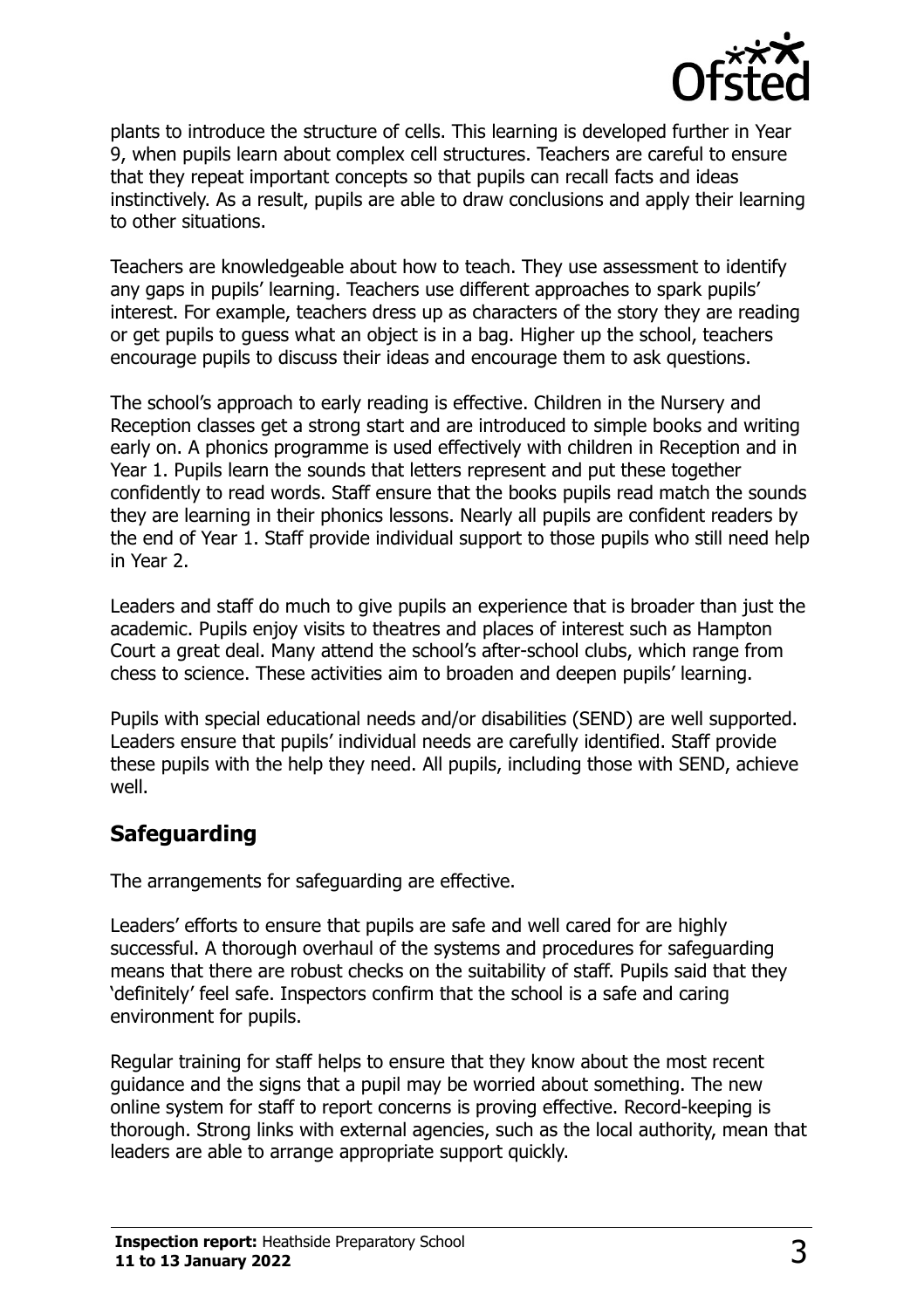plants to introduce the structure of cells. This learning is developed further in Year 9, when pupils learn about complex cell structures. Teachers are careful to ensure that they repeat important concepts so that pupils can recall facts and ideas instinctively. As a result, pupils are able to draw conclusions and apply their learning to other situations.

Teachers are knowledgeable about how to teach. They use assessment to identify any gaps in pupils' learning. Teachers use different approaches to spark pupils' interest. For example, teachers dress up as characters of the story they are reading or get pupils to guess what an object is in a bag. Higher up the school, teachers encourage pupils to discuss their ideas and encourage them to ask questions.

The school's approach to early reading is effective. Children in the Nursery and Reception classes get a strong start and are introduced to simple books and writing early on. A phonics programme is used effectively with children in Reception and in Year 1. Pupils learn the sounds that letters represent and put these together confidently to read words. Staff ensure that the books pupils read match the sounds they are learning in their phonics lessons. Nearly all pupils are confident readers by the end of Year 1. Staff provide individual support to those pupils who still need help in Year 2.

Leaders and staff do much to give pupils an experience that is broader than just the academic. Pupils enjoy visits to theatres and places of interest such as Hampton Court a great deal. Many attend the school's after-school clubs, which range from chess to science. These activities aim to broaden and deepen pupils' learning.

Pupils with special educational needs and/or disabilities (SEND) are well supported. Leaders ensure that pupils' individual needs are carefully identified. Staff provide these pupils with the help they need. All pupils, including those with SEND, achieve well.

## Safeguarding

The arrangements for safeguarding are effective.

Leaders' efforts to ensure that pupils are safe and well cared for are highly successful. A thorough overhaul of the systems and procedures for safeguarding means that there are robust checks on the suitability of staff. Pupils said that they 'definitely' feel safe. Inspectors confirm that the school is a safe and caring environment for pupils.

Regular training for staff helps to ensure that they know about the most recent guidance and the signs that a pupil may be worried about something. The new online system for staff to report concerns is proving effective. Record-keeping is thorough. Strong links with external agencies, such as the local authority, mean that leaders are able to arrange appropriate support quickly.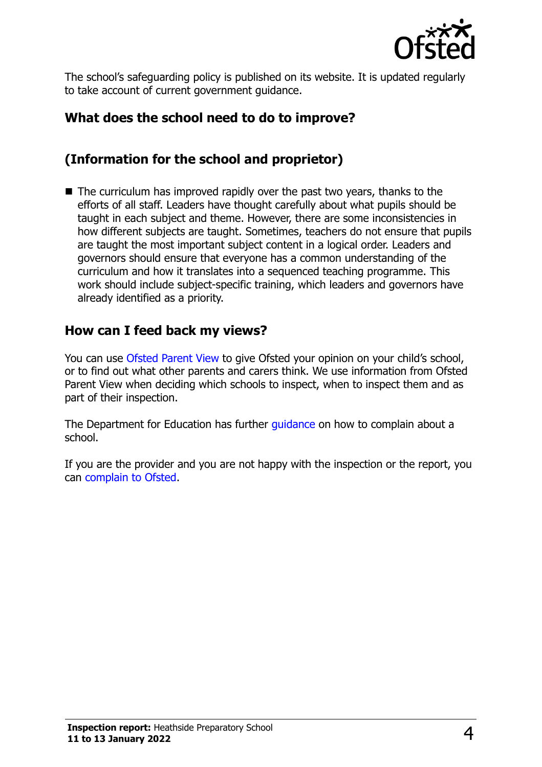The school's safeguarding policy is published on its website. It is updated regularly to take account of current government guidance.

## What does the school need to do to improve?

## (Information for the school and proprietor)

- The curriculum has improved rapidly over the past two years, thanks to the efforts of all staff. Leaders have thought carefully about what pupils should be taught in each subject and theme. However, there are some inconsistencies in how different subjects are taught. Sometimes, teachers do not ensure that pupils are taught the most important subject content in a logical order. Leaders and governors should ensure that everyone has a common understanding of the curriculum and how it translates into a sequenced teaching programme. This work should include subject-specific training, which leaders and governors have already identified as a priority.

## How can I feed back my views?

You can use Ofsted Parent View to give Ofsted your opinion on your child's school, or to find out what other parents and carers think. We use information from Ofsted Parent View when deciding which schools to inspect, when to inspect them and as part of their inspection.

The Department for Education has further guidance on how to complain about a school.

If you are the provider and you are not happy with the inspection or the report, you can complain to Ofsted.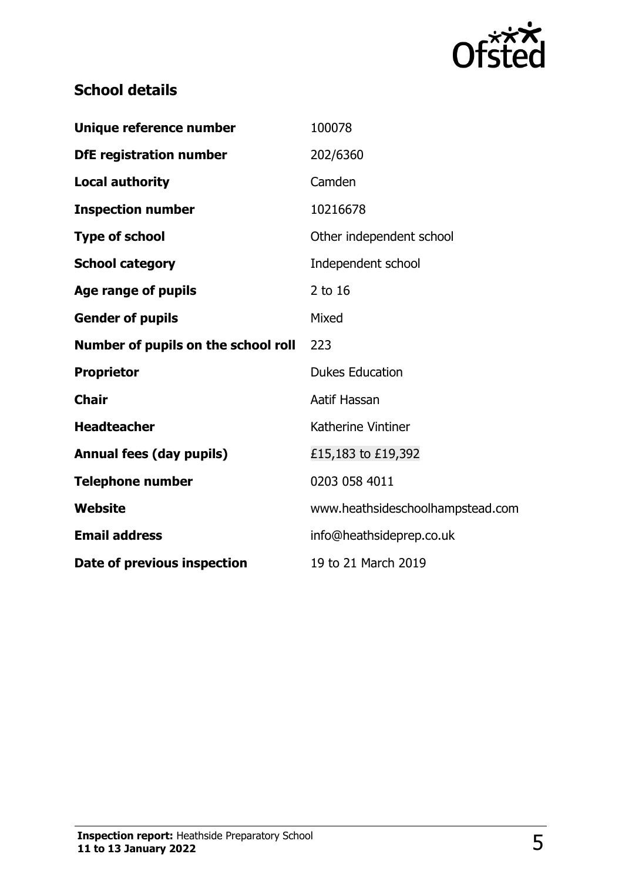## School details

| | |
|---|---|
| **Unique reference number** | 100078 |
| **DfE registration number** | 202/6360 |
| **Local authority** | Camden |
| **Inspection number** | 10216678 |
| **Type of school** | Other independent school |
| **School category** | Independent school |
| **Age range of pupils** | 2 to 16 |
| **Gender of pupils** | Mixed |
| **Number of pupils on the school roll** | 223 |
| **Proprietor** | Dukes Education |
| **Chair** | Aatif Hassan |
| **Headteacher** | Katherine Vintiner |
| **Annual fees (day pupils)** | £15,183 to £19,392 |
| **Telephone number** | 0203 058 4011 |
| **Website** | www.heathsideschoolhampstead.com |
| **Email address** | info@heathsideprep.co.uk |
| **Date of previous inspection** | 19 to 21 March 2019 |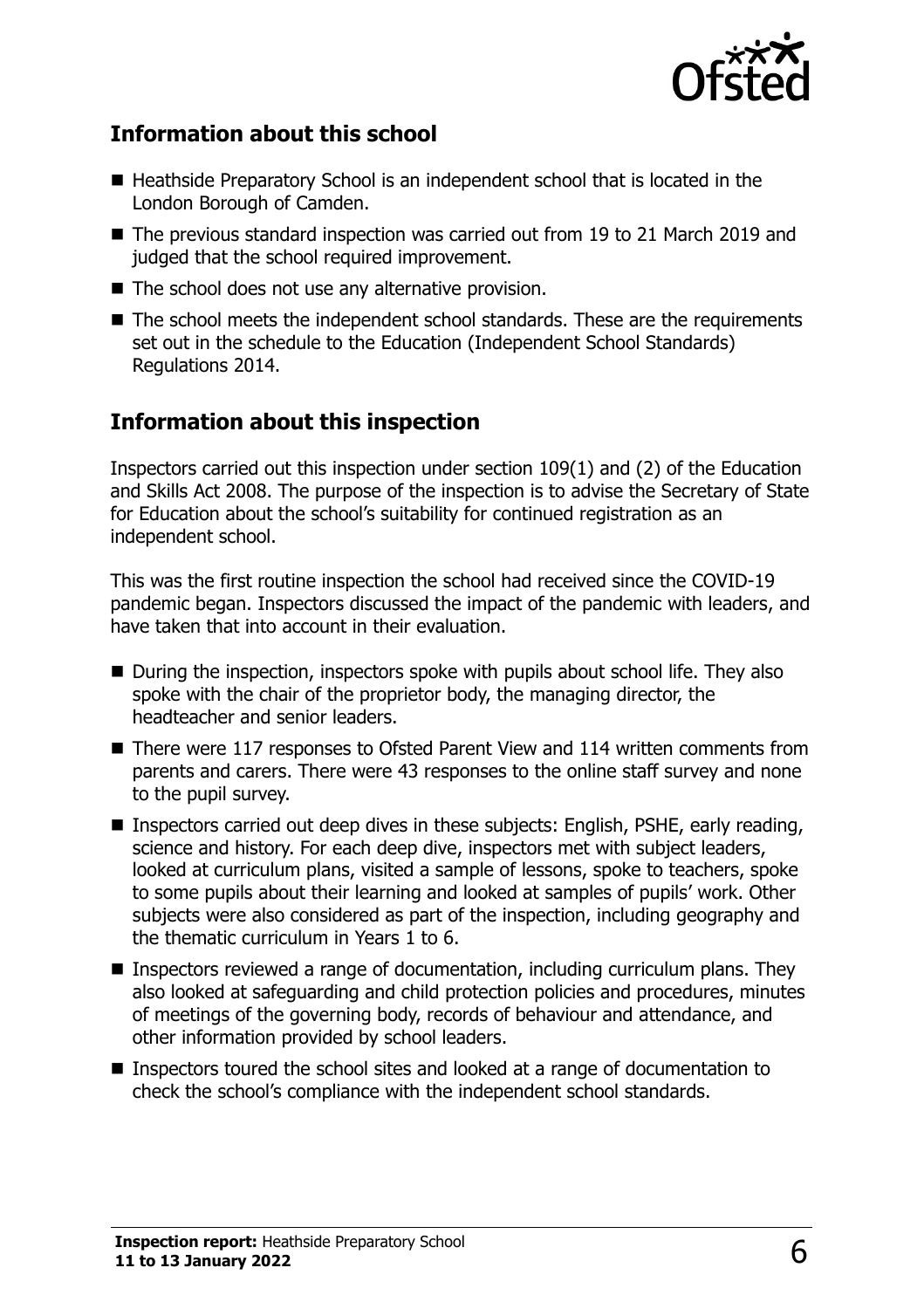## Information about this school

- Heathside Preparatory School is an independent school that is located in the London Borough of Camden.
- The previous standard inspection was carried out from 19 to 21 March 2019 and judged that the school required improvement.
- The school does not use any alternative provision.
- The school meets the independent school standards. These are the requirements set out in the schedule to the Education (Independent School Standards) Regulations 2014.

## Information about this inspection

Inspectors carried out this inspection under section 109(1) and (2) of the Education and Skills Act 2008. The purpose of the inspection is to advise the Secretary of State for Education about the school's suitability for continued registration as an independent school.

This was the first routine inspection the school had received since the COVID-19 pandemic began. Inspectors discussed the impact of the pandemic with leaders, and have taken that into account in their evaluation.

- During the inspection, inspectors spoke with pupils about school life. They also spoke with the chair of the proprietor body, the managing director, the headteacher and senior leaders.
- There were 117 responses to Ofsted Parent View and 114 written comments from parents and carers. There were 43 responses to the online staff survey and none to the pupil survey.
- Inspectors carried out deep dives in these subjects: English, PSHE, early reading, science and history. For each deep dive, inspectors met with subject leaders, looked at curriculum plans, visited a sample of lessons, spoke to teachers, spoke to some pupils about their learning and looked at samples of pupils' work. Other subjects were also considered as part of the inspection, including geography and the thematic curriculum in Years 1 to 6.
- Inspectors reviewed a range of documentation, including curriculum plans. They also looked at safeguarding and child protection policies and procedures, minutes of meetings of the governing body, records of behaviour and attendance, and other information provided by school leaders.
- Inspectors toured the school sites and looked at a range of documentation to check the school's compliance with the independent school standards.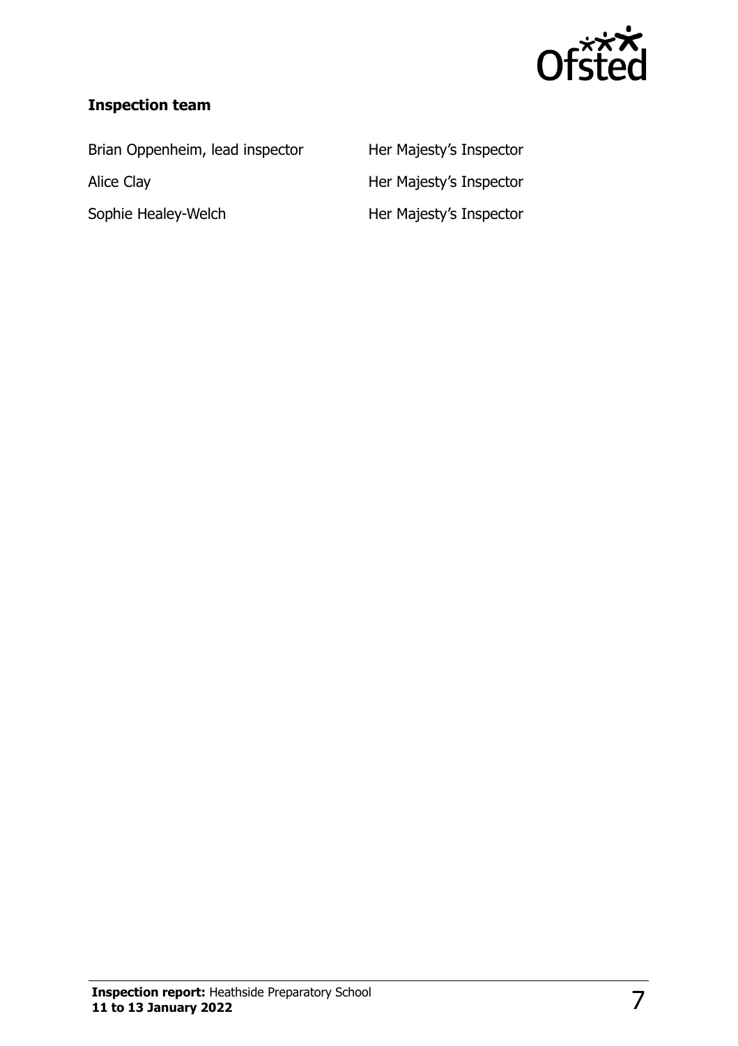### Inspection team

| | |
|---|---|
| Brian Oppenheim, lead inspector | Her Majesty's Inspector |
| Alice Clay | Her Majesty's Inspector |
| Sophie Healey-Welch | Her Majesty's Inspector |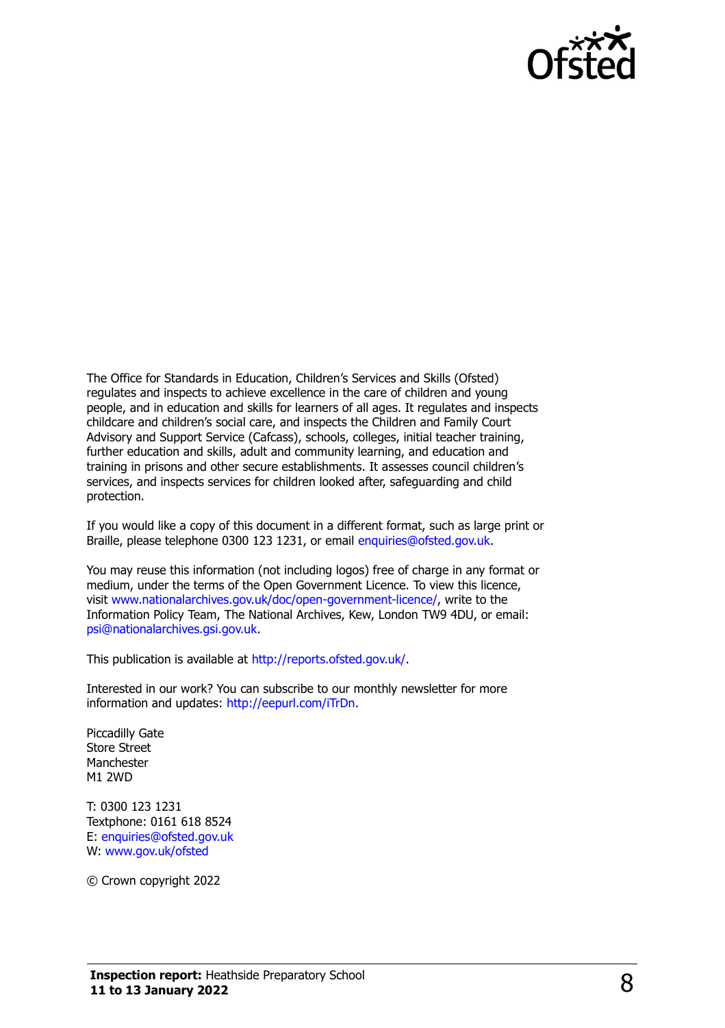The Office for Standards in Education, Children's Services and Skills (Ofsted) regulates and inspects to achieve excellence in the care of children and young people, and in education and skills for learners of all ages. It regulates and inspects childcare and children's social care, and inspects the Children and Family Court Advisory and Support Service (Cafcass), schools, colleges, initial teacher training, further education and skills, adult and community learning, and education and training in prisons and other secure establishments. It assesses council children's services, and inspects services for children looked after, safeguarding and child protection.

If you would like a copy of this document in a different format, such as large print or Braille, please telephone 0300 123 1231, or email enquiries@ofsted.gov.uk.

You may reuse this information (not including logos) free of charge in any format or medium, under the terms of the Open Government Licence. To view this licence, visit www.nationalarchives.gov.uk/doc/open-government-licence/, write to the Information Policy Team, The National Archives, Kew, London TW9 4DU, or email: psi@nationalarchives.gsi.gov.uk.

This publication is available at http://reports.ofsted.gov.uk/.

Interested in our work? You can subscribe to our monthly newsletter for more information and updates: http://eepurl.com/iTrDn.

Piccadilly Gate
Store Street
Manchester
M1 2WD

T: 0300 123 1231
Textphone: 0161 618 8524
E: enquiries@ofsted.gov.uk
W: www.gov.uk/ofsted

© Crown copyright 2022